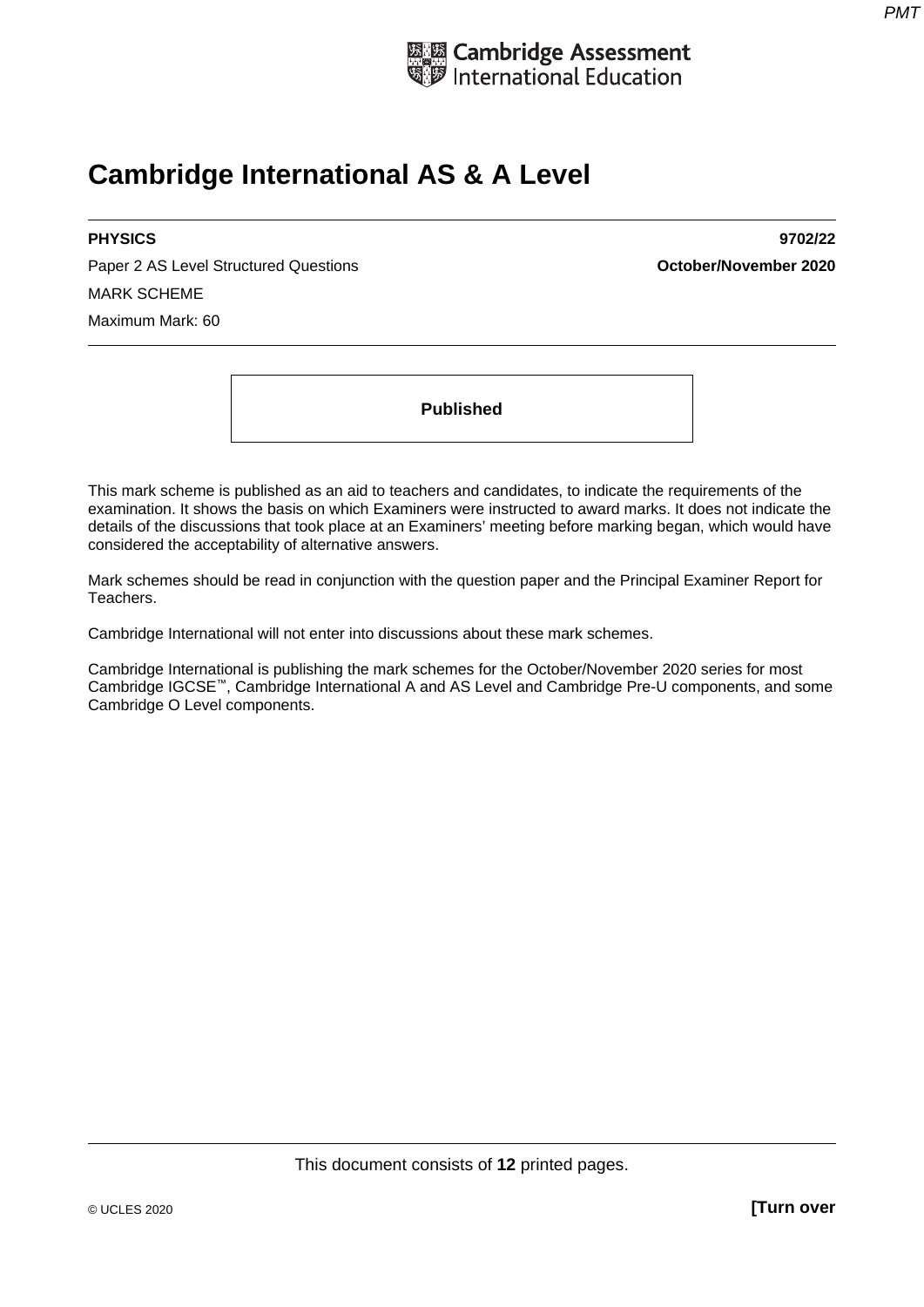# Cambridge International AS & A Level

**PHYSICS** **9702/22**

Paper 2 AS Level Structured Questions **October/November 2020**

MARK SCHEME

Maximum Mark: 60

**Published**

This mark scheme is published as an aid to teachers and candidates, to indicate the requirements of the examination. It shows the basis on which Examiners were instructed to award marks. It does not indicate the details of the discussions that took place at an Examiners' meeting before marking began, which would have considered the acceptability of alternative answers.

Mark schemes should be read in conjunction with the question paper and the Principal Examiner Report for Teachers.

Cambridge International will not enter into discussions about these mark schemes.

Cambridge International is publishing the mark schemes for the October/November 2020 series for most Cambridge IGCSE™, Cambridge International A and AS Level and Cambridge Pre-U components, and some Cambridge O Level components.

This document consists of **12** printed pages.

© UCLES 2020 **[Turn over**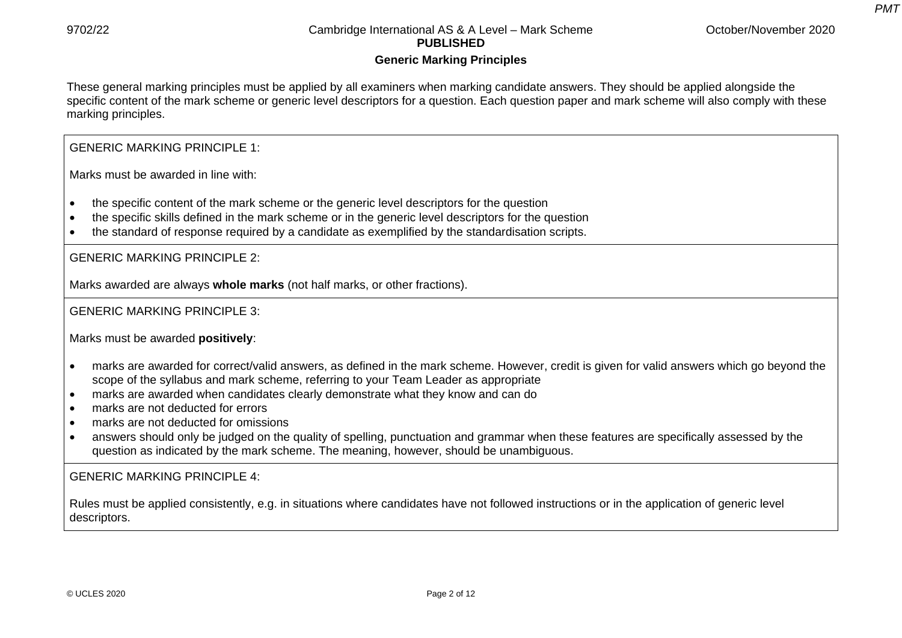## Generic Marking Principles

These general marking principles must be applied by all examiners when marking candidate answers. They should be applied alongside the specific content of the mark scheme or generic level descriptors for a question. Each question paper and mark scheme will also comply with these marking principles.

GENERIC MARKING PRINCIPLE 1:

Marks must be awarded in line with:

- the specific content of the mark scheme or the generic level descriptors for the question
- the specific skills defined in the mark scheme or in the generic level descriptors for the question
- the standard of response required by a candidate as exemplified by the standardisation scripts.

GENERIC MARKING PRINCIPLE 2:

Marks awarded are always **whole marks** (not half marks, or other fractions).

GENERIC MARKING PRINCIPLE 3:

Marks must be awarded **positively**:

- marks are awarded for correct/valid answers, as defined in the mark scheme. However, credit is given for valid answers which go beyond the scope of the syllabus and mark scheme, referring to your Team Leader as appropriate
- marks are awarded when candidates clearly demonstrate what they know and can do
- marks are not deducted for errors
- marks are not deducted for omissions
- answers should only be judged on the quality of spelling, punctuation and grammar when these features are specifically assessed by the question as indicated by the mark scheme. The meaning, however, should be unambiguous.

GENERIC MARKING PRINCIPLE 4:

Rules must be applied consistently, e.g. in situations where candidates have not followed instructions or in the application of generic level descriptors.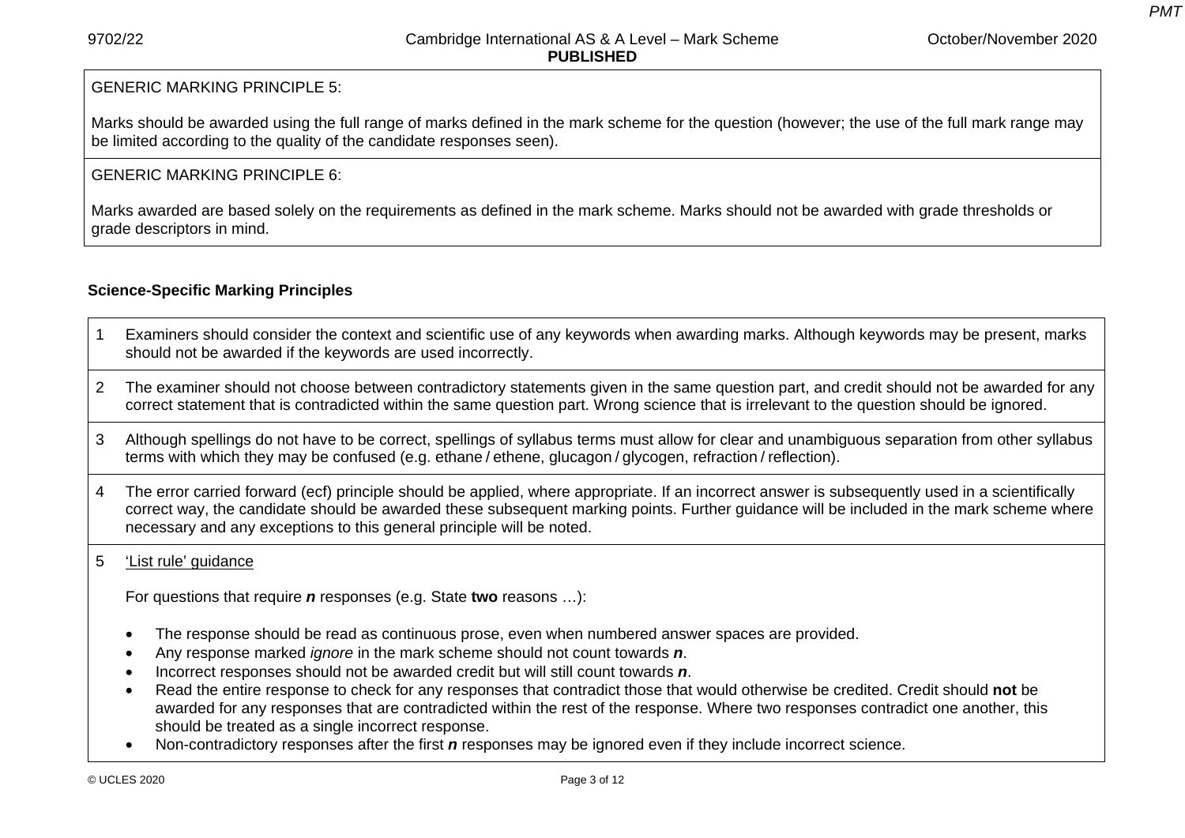GENERIC MARKING PRINCIPLE 5:

Marks should be awarded using the full range of marks defined in the mark scheme for the question (however; the use of the full mark range may be limited according to the quality of the candidate responses seen).

GENERIC MARKING PRINCIPLE 6:

Marks awarded are based solely on the requirements as defined in the mark scheme. Marks should not be awarded with grade thresholds or grade descriptors in mind.

**Science-Specific Marking Principles**

1. Examiners should consider the context and scientific use of any keywords when awarding marks. Although keywords may be present, marks should not be awarded if the keywords are used incorrectly.

2. The examiner should not choose between contradictory statements given in the same question part, and credit should not be awarded for any correct statement that is contradicted within the same question part. Wrong science that is irrelevant to the question should be ignored.

3. Although spellings do not have to be correct, spellings of syllabus terms must allow for clear and unambiguous separation from other syllabus terms with which they may be confused (e.g. ethane / ethene, glucagon / glycogen, refraction / reflection).

4. The error carried forward (ecf) principle should be applied, where appropriate. If an incorrect answer is subsequently used in a scientifically correct way, the candidate should be awarded these subsequent marking points. Further guidance will be included in the mark scheme where necessary and any exceptions to this general principle will be noted.

5. <u>'List rule' guidance</u>

   For questions that require ***n*** responses (e.g. State **two** reasons …):

   - The response should be read as continuous prose, even when numbered answer spaces are provided.
   - Any response marked *ignore* in the mark scheme should not count towards ***n***.
   - Incorrect responses should not be awarded credit but will still count towards ***n***.
   - Read the entire response to check for any responses that contradict those that would otherwise be credited. Credit should **not** be awarded for any responses that are contradicted within the rest of the response. Where two responses contradict one another, this should be treated as a single incorrect response.
   - Non-contradictory responses after the first ***n*** responses may be ignored even if they include incorrect science.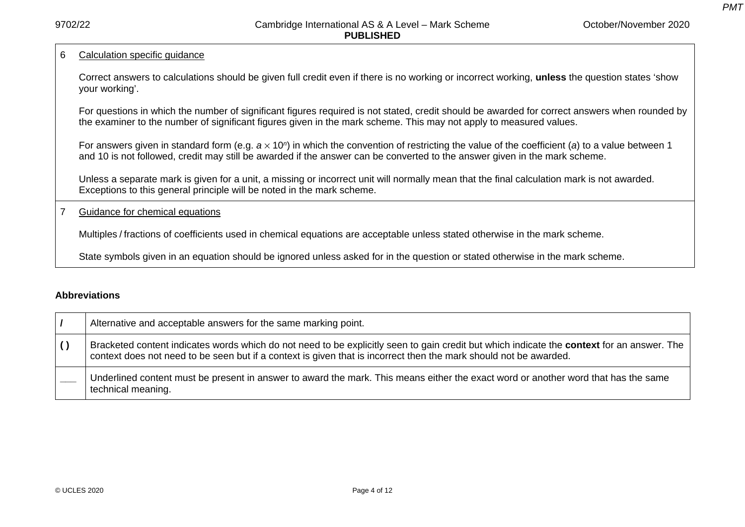| | |
|---|---|
| 6 | <u>Calculation specific guidance</u><br><br>Correct answers to calculations should be given full credit even if there is no working or incorrect working, **unless** the question states 'show your working'.<br><br>For questions in which the number of significant figures required is not stated, credit should be awarded for correct answers when rounded by the examiner to the number of significant figures given in the mark scheme. This may not apply to measured values.<br><br>For answers given in standard form (e.g. $a \times 10^n$) in which the convention of restricting the value of the coefficient ($a$) to a value between 1 and 10 is not followed, credit may still be awarded if the answer can be converted to the answer given in the mark scheme.<br><br>Unless a separate mark is given for a unit, a missing or incorrect unit will normally mean that the final calculation mark is not awarded. Exceptions to this general principle will be noted in the mark scheme. |
| 7 | <u>Guidance for chemical equations</u><br><br>Multiples / fractions of coefficients used in chemical equations are acceptable unless stated otherwise in the mark scheme.<br><br>State symbols given in an equation should be ignored unless asked for in the question or stated otherwise in the mark scheme. |

**Abbreviations**

| | |
|---|---|
| **/** | Alternative and acceptable answers for the same marking point. |
| **( )** | Bracketed content indicates words which do not need to be explicitly seen to gain credit but which indicate the **context** for an answer. The context does not need to be seen but if a context is given that is incorrect then the mark should not be awarded. |
| ___ | Underlined content must be present in answer to award the mark. This means either the exact word or another word that has the same technical meaning. |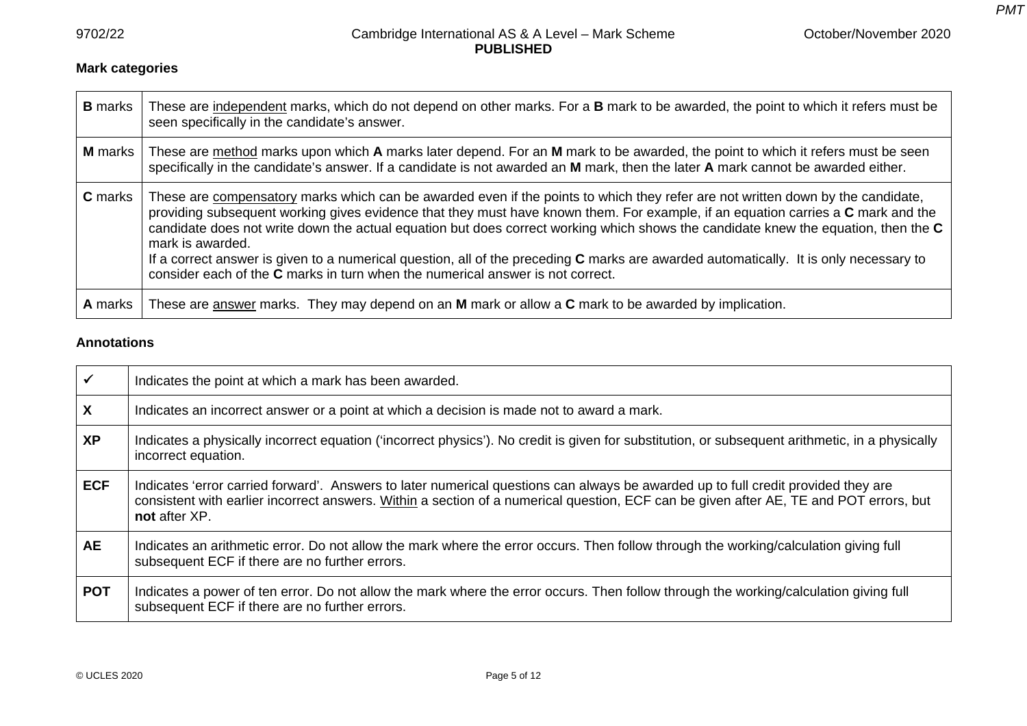**Mark categories**

| | |
|---|---|
| **B** marks | These are <u>independent</u> marks, which do not depend on other marks. For a **B** mark to be awarded, the point to which it refers must be seen specifically in the candidate's answer. |
| **M** marks | These are <u>method</u> marks upon which **A** marks later depend. For an **M** mark to be awarded, the point to which it refers must be seen specifically in the candidate's answer. If a candidate is not awarded an **M** mark, then the later **A** mark cannot be awarded either. |
| **C** marks | These are <u>compensatory</u> marks which can be awarded even if the points to which they refer are not written down by the candidate, providing subsequent working gives evidence that they must have known them. For example, if an equation carries a **C** mark and the candidate does not write down the actual equation but does correct working which shows the candidate knew the equation, then the **C** mark is awarded.<br>If a correct answer is given to a numerical question, all of the preceding **C** marks are awarded automatically. It is only necessary to consider each of the **C** marks in turn when the numerical answer is not correct. |
| **A** marks | These are <u>answer</u> marks. They may depend on an **M** mark or allow a **C** mark to be awarded by implication. |

**Annotations**

| | |
|---|---|
| ✓ | Indicates the point at which a mark has been awarded. |
| **X** | Indicates an incorrect answer or a point at which a decision is made not to award a mark. |
| **XP** | Indicates a physically incorrect equation ('incorrect physics'). No credit is given for substitution, or subsequent arithmetic, in a physically incorrect equation. |
| **ECF** | Indicates 'error carried forward'. Answers to later numerical questions can always be awarded up to full credit provided they are consistent with earlier incorrect answers. <u>Within</u> a section of a numerical question, ECF can be given after AE, TE and POT errors, but **not** after XP. |
| **AE** | Indicates an arithmetic error. Do not allow the mark where the error occurs. Then follow through the working/calculation giving full subsequent ECF if there are no further errors. |
| **POT** | Indicates a power of ten error. Do not allow the mark where the error occurs. Then follow through the working/calculation giving full subsequent ECF if there are no further errors. |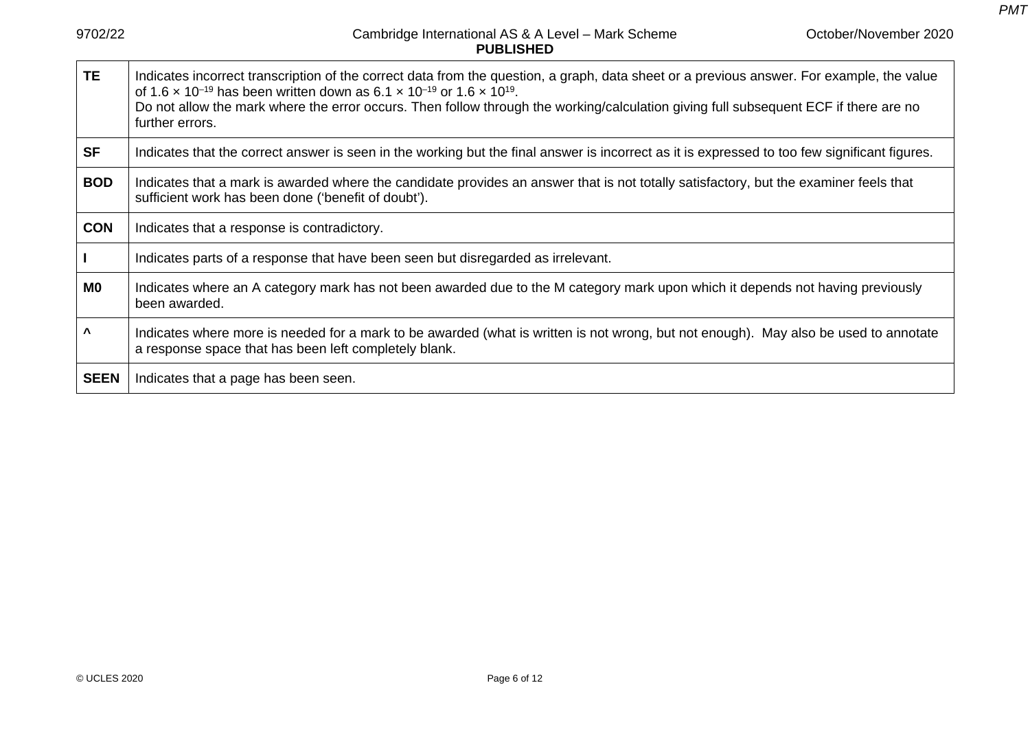| | |
|---|---|
| **TE** | Indicates incorrect transcription of the correct data from the question, a graph, data sheet or a previous answer. For example, the value of $1.6 \times 10^{-19}$ has been written down as $6.1 \times 10^{-19}$ or $1.6 \times 10^{19}$.<br>Do not allow the mark where the error occurs. Then follow through the working/calculation giving full subsequent ECF if there are no further errors. |
| **SF** | Indicates that the correct answer is seen in the working but the final answer is incorrect as it is expressed to too few significant figures. |
| **BOD** | Indicates that a mark is awarded where the candidate provides an answer that is not totally satisfactory, but the examiner feels that sufficient work has been done ('benefit of doubt'). |
| **CON** | Indicates that a response is contradictory. |
| **I** | Indicates parts of a response that have been seen but disregarded as irrelevant. |
| **M0** | Indicates where an A category mark has not been awarded due to the M category mark upon which it depends not having previously been awarded. |
| **^** | Indicates where more is needed for a mark to be awarded (what is written is not wrong, but not enough). May also be used to annotate a response space that has been left completely blank. |
| **SEEN** | Indicates that a page has been seen. |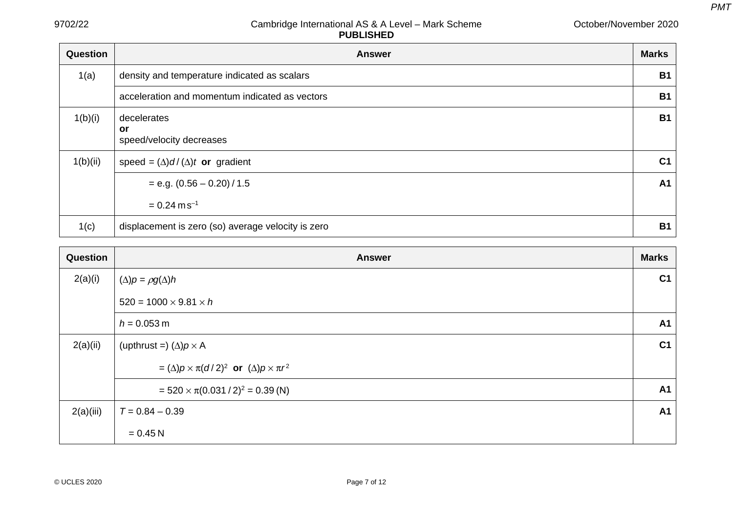| Question | Answer | Marks |
|---|---|---|
| 1(a) | density and temperature indicated as scalars | B1 |
| | acceleration and momentum indicated as vectors | B1 |
| 1(b)(i) | decelerates **or** speed/velocity decreases | B1 |
| 1(b)(ii) | speed = $(\Delta)d / (\Delta)t$ **or** gradient | C1 |
| | = e.g. $(0.56 - 0.20) / 1.5$ <br> = $0.24\,\text{m}\,\text{s}^{-1}$ | A1 |
| 1(c) | displacement is zero (so) average velocity is zero | B1 |

| Question | Answer | Marks |
|---|---|---|
| 2(a)(i) | $(\Delta)p = \rho g(\Delta)h$ <br> $520 = 1000 \times 9.81 \times h$ | C1 |
| | $h = 0.053\,\text{m}$ | A1 |
| 2(a)(ii) | (upthrust =) $(\Delta)p \times A$ <br> $= (\Delta)p \times \pi(d/2)^2$ **or** $(\Delta)p \times \pi r^2$ | C1 |
| | $= 520 \times \pi(0.031/2)^2 = 0.39$ (N) | A1 |
| 2(a)(iii) | $T = 0.84 - 0.39$ <br> $= 0.45\,\text{N}$ | A1 |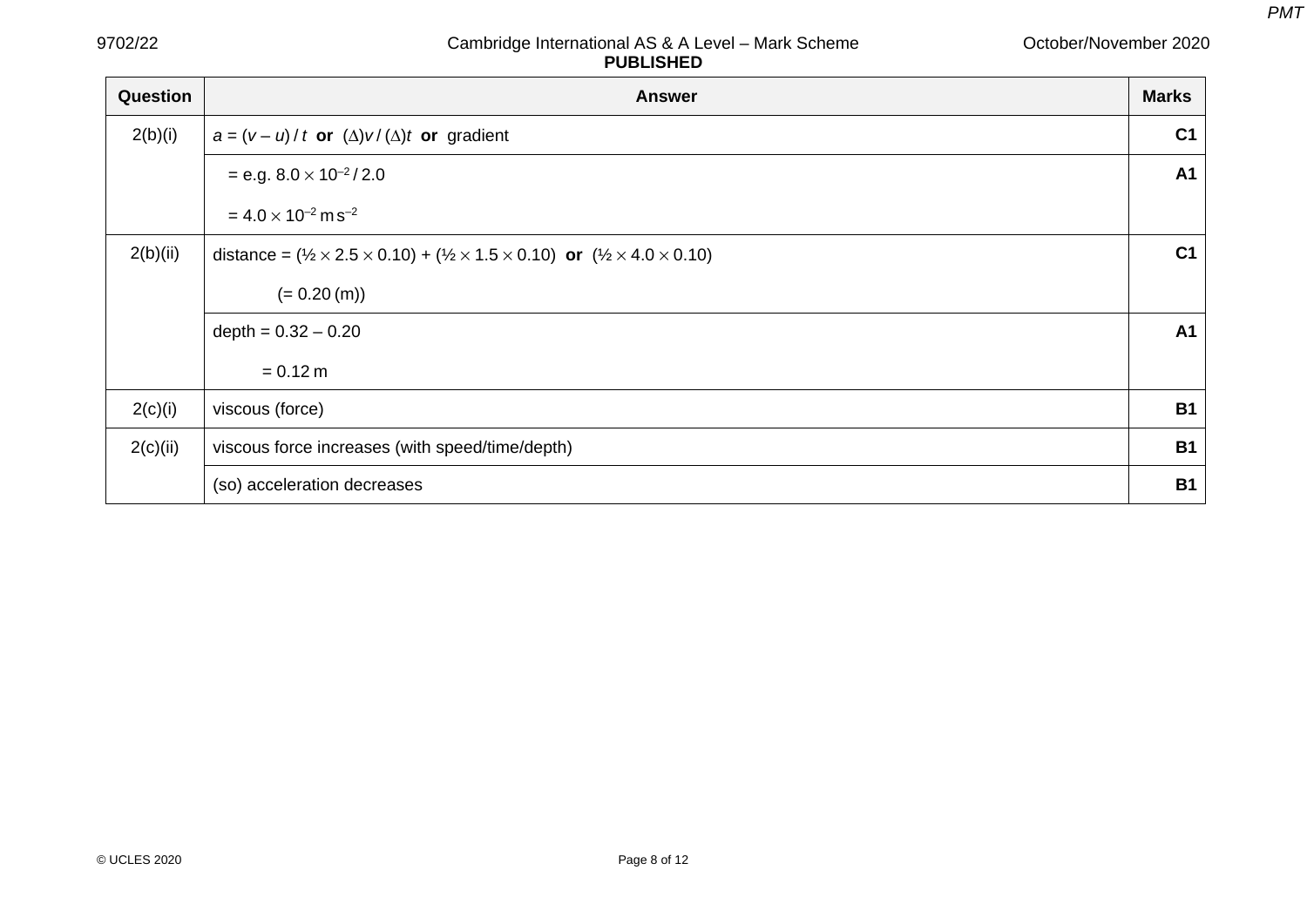| Question | Answer | Marks |
|---|---|---|
| 2(b)(i) | $a = (v - u) / t$ **or** $(\Delta)v / (\Delta)t$ **or** gradient | C1 |
| | = e.g. $8.0 \times 10^{-2} / 2.0$<br>= $4.0 \times 10^{-2}\ \text{m s}^{-2}$ | A1 |
| 2(b)(ii) | distance = $(½ \times 2.5 \times 0.10) + (½ \times 1.5 \times 0.10)$ **or** $(½ \times 4.0 \times 0.10)$<br>(= 0.20 (m)) | C1 |
| | depth = 0.32 – 0.20<br>= 0.12 m | A1 |
| 2(c)(i) | viscous (force) | B1 |
| 2(c)(ii) | viscous force increases (with speed/time/depth) | B1 |
| | (so) acceleration decreases | B1 |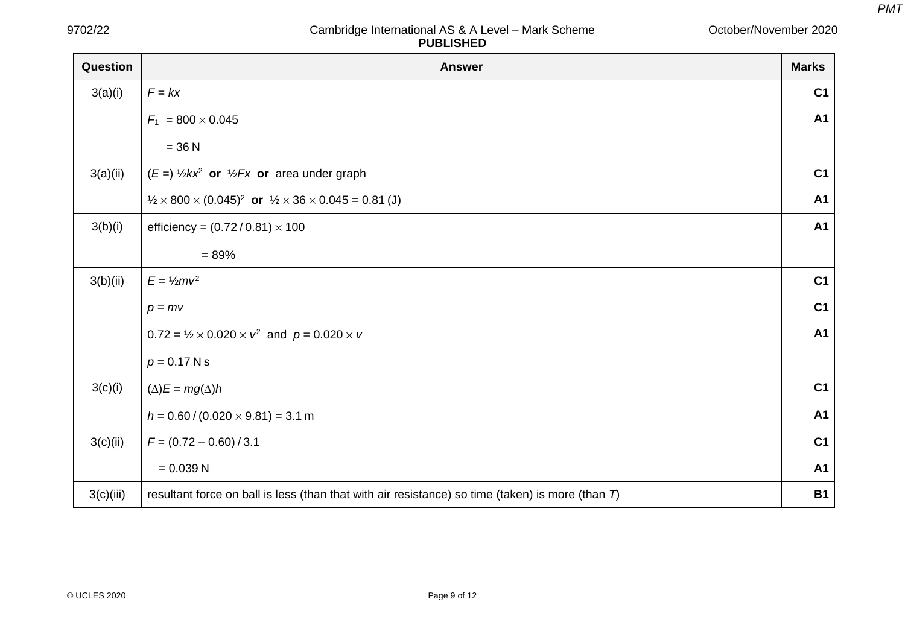| Question | Answer | Marks |
|---|---|---|
| 3(a)(i) | $F = kx$ | C1 |
| | $F_1 = 800 \times 0.045$<br>$= 36$ N | A1 |
| 3(a)(ii) | ($E$ =) $½kx^2$ **or** $½Fx$ **or** area under graph | C1 |
| | $½ \times 800 \times (0.045)^2$ **or** $½ \times 36 \times 0.045 = 0.81$ (J) | A1 |
| 3(b)(i) | efficiency = $(0.72 / 0.81) \times 100$<br>$= 89\%$ | A1 |
| 3(b)(ii) | $E = ½mv^2$ | C1 |
| | $p = mv$ | C1 |
| | $0.72 = ½ \times 0.020 \times v^2$ and $p = 0.020 \times v$<br>$p = 0.17$ N s | A1 |
| 3(c)(i) | $(\Delta)E = mg(\Delta)h$ | C1 |
| | $h = 0.60 / (0.020 \times 9.81) = 3.1$ m | A1 |
| 3(c)(ii) | $F = (0.72 – 0.60) / 3.1$ | C1 |
| | $= 0.039$ N | A1 |
| 3(c)(iii) | resultant force on ball is less (than that with air resistance) so time (taken) is more (than $T$) | B1 |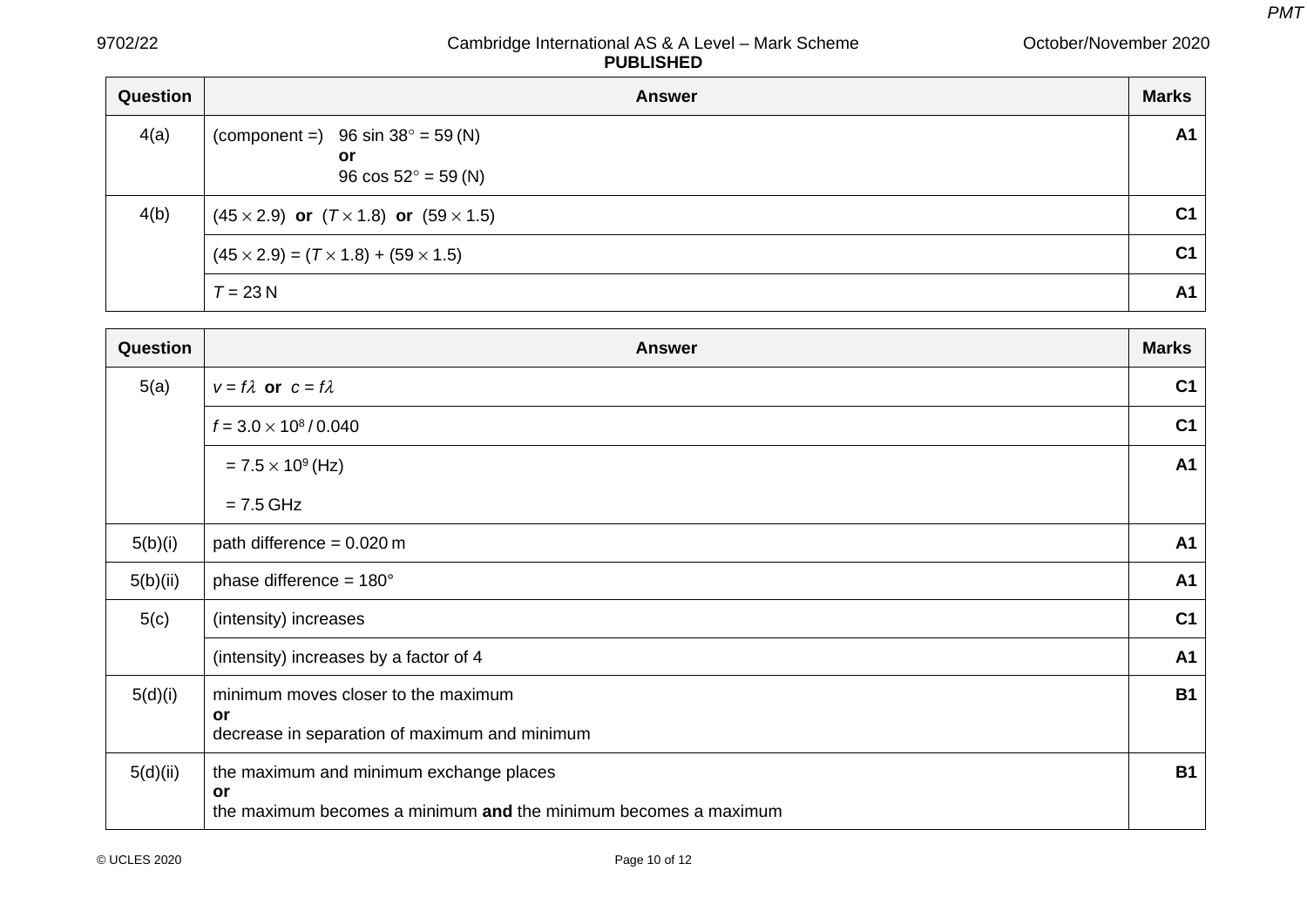| Question | Answer | Marks |
|---|---|---|
| 4(a) | (component =) $96 \sin 38° = 59$ (N) **or** $96 \cos 52° = 59$ (N) | **A1** |
| 4(b) | $(45 \times 2.9)$ **or** $(T \times 1.8)$ **or** $(59 \times 1.5)$ | **C1** |
| | $(45 \times 2.9) = (T \times 1.8) + (59 \times 1.5)$ | **C1** |
| | $T = 23$ N | **A1** |

| Question | Answer | Marks |
|---|---|---|
| 5(a) | $v = f\lambda$ **or** $c = f\lambda$ | **C1** |
| | $f = 3.0 \times 10^8 / 0.040$ | **C1** |
| | $= 7.5 \times 10^9$ (Hz)<br>$= 7.5$ GHz | **A1** |
| 5(b)(i) | path difference = 0.020 m | **A1** |
| 5(b)(ii) | phase difference = 180° | **A1** |
| 5(c) | (intensity) increases | **C1** |
| | (intensity) increases by a factor of 4 | **A1** |
| 5(d)(i) | minimum moves closer to the maximum<br>**or**<br>decrease in separation of maximum and minimum | **B1** |
| 5(d)(ii) | the maximum and minimum exchange places<br>**or**<br>the maximum becomes a minimum **and** the minimum becomes a maximum | **B1** |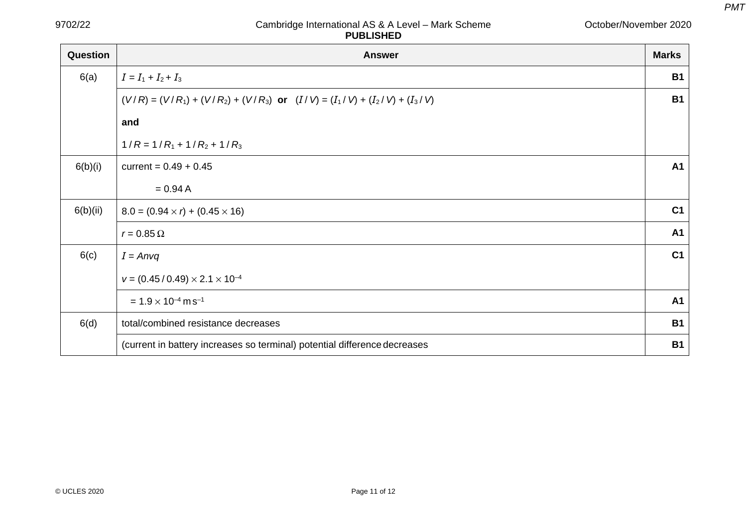| Question | Answer | Marks |
|---|---|---|
| 6(a) | $I = I_1 + I_2 + I_3$ | B1 |
| | $(V / R) = (V / R_1) + (V / R_2) + (V / R_3)$ **or** $(I / V) = (I_1 / V) + (I_2 / V) + (I_3 / V)$<br><br>**and**<br><br>$1 / R = 1 / R_1 + 1 / R_2 + 1 / R_3$ | B1 |
| 6(b)(i) | current = 0.49 + 0.45<br><br>= 0.94 A | A1 |
| 6(b)(ii) | $8.0 = (0.94 \times r) + (0.45 \times 16)$ | C1 |
| | $r = 0.85\ \Omega$ | A1 |
| 6(c) | $I = Anvq$<br><br>$v = (0.45 / 0.49) \times 2.1 \times 10^{-4}$ | C1 |
| | $= 1.9 \times 10^{-4}\ \text{m s}^{-1}$ | A1 |
| 6(d) | total/combined resistance decreases | B1 |
| | (current in battery increases so terminal) potential difference decreases | B1 |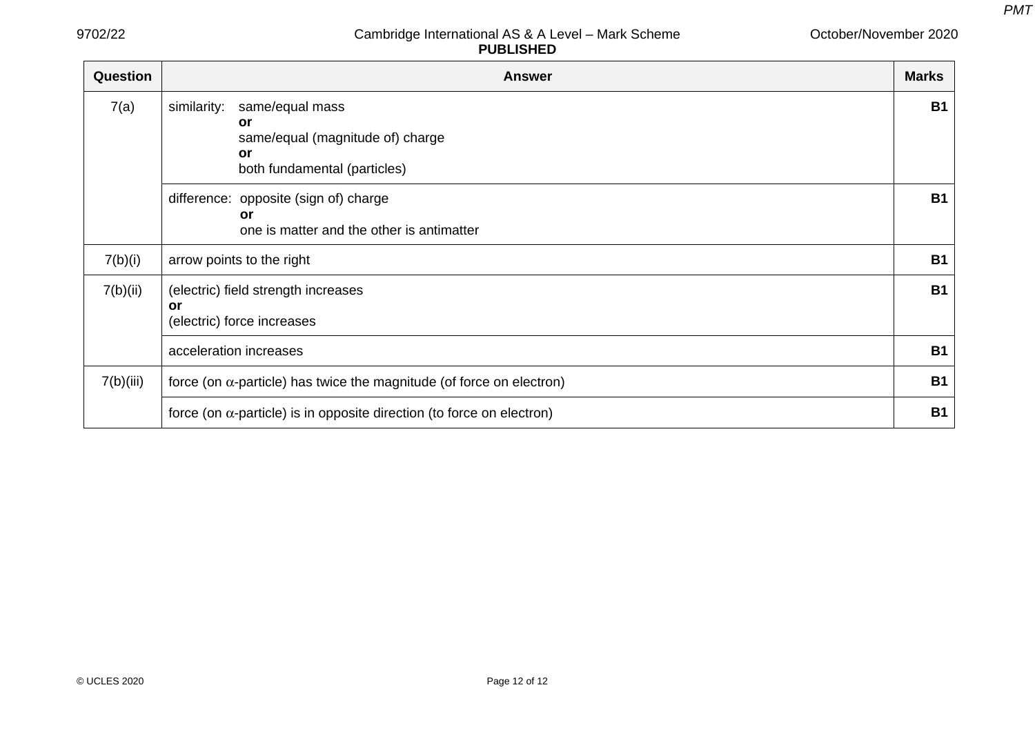| Question | Answer | Marks |
|---|---|---|
| 7(a) | similarity: same/equal mass **or** same/equal (magnitude of) charge **or** both fundamental (particles) | **B1** |
| | difference: opposite (sign of) charge **or** one is matter and the other is antimatter | **B1** |
| 7(b)(i) | arrow points to the right | **B1** |
| 7(b)(ii) | (electric) field strength increases **or** (electric) force increases | **B1** |
| | acceleration increases | **B1** |
| 7(b)(iii) | force (on $\alpha$-particle) has twice the magnitude (of force on electron) | **B1** |
| | force (on $\alpha$-particle) is in opposite direction (to force on electron) | **B1** |